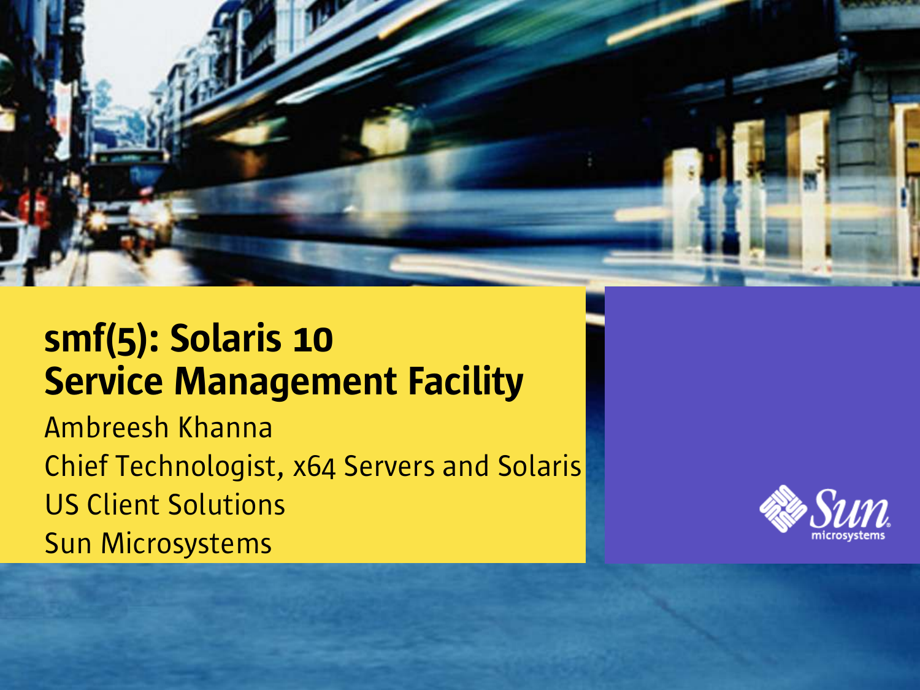# smf(5): Solaris 10 Service Management Facility

Ambreesh Khanna

Chief Technologist, x64 Servers and Solaris

US Client Solutions

Sun Microsystems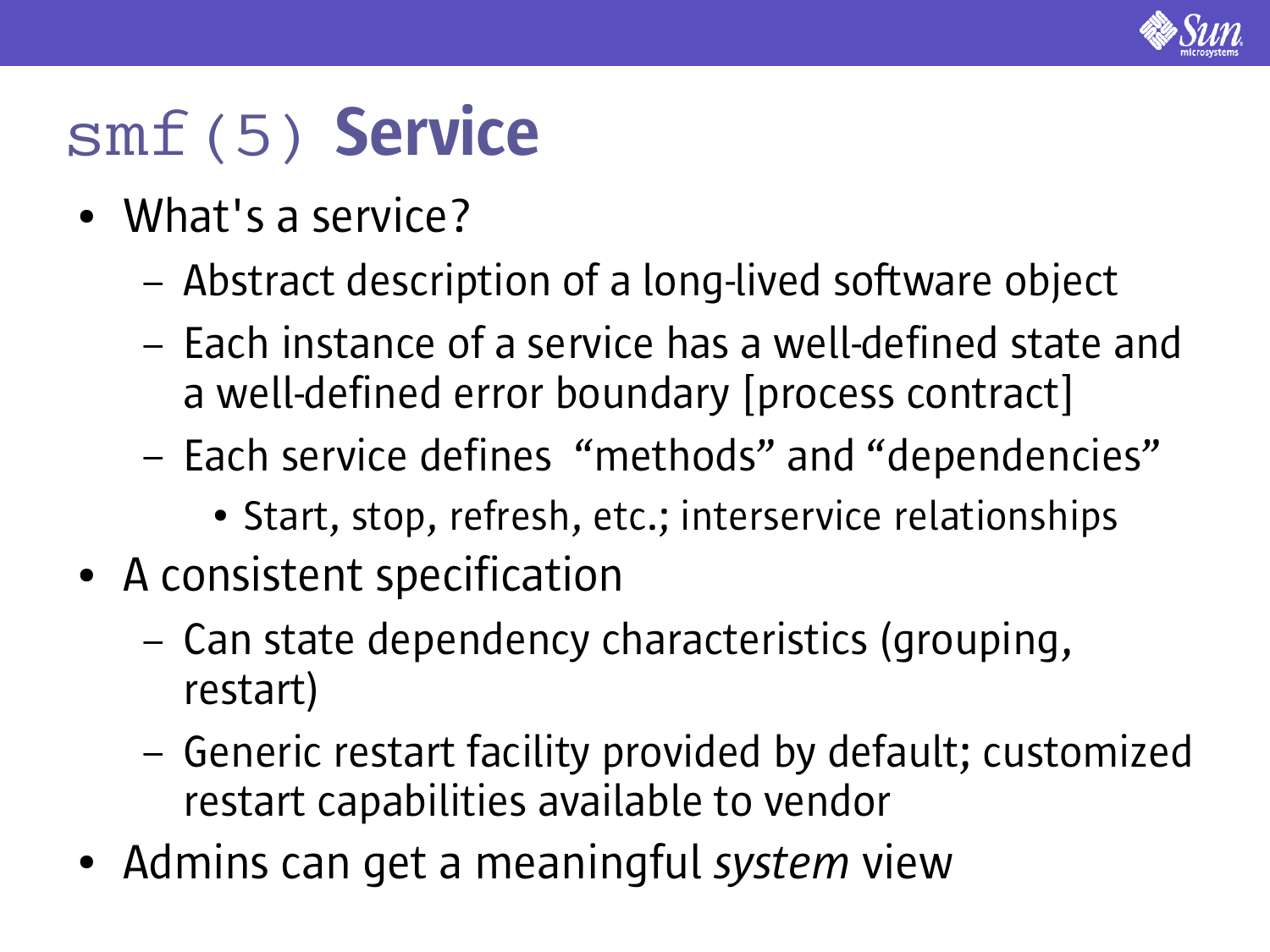# `smf(5)` Service

- What's a service?
  - Abstract description of a long-lived software object
  - Each instance of a service has a well-defined state and a well-defined error boundary [process contract]
  - Each service defines "methods" and "dependencies"
    - Start, stop, refresh, etc.; interservice relationships
- A consistent specification
  - Can state dependency characteristics (grouping, restart)
  - Generic restart facility provided by default; customized restart capabilities available to vendor
- Admins can get a meaningful *system* view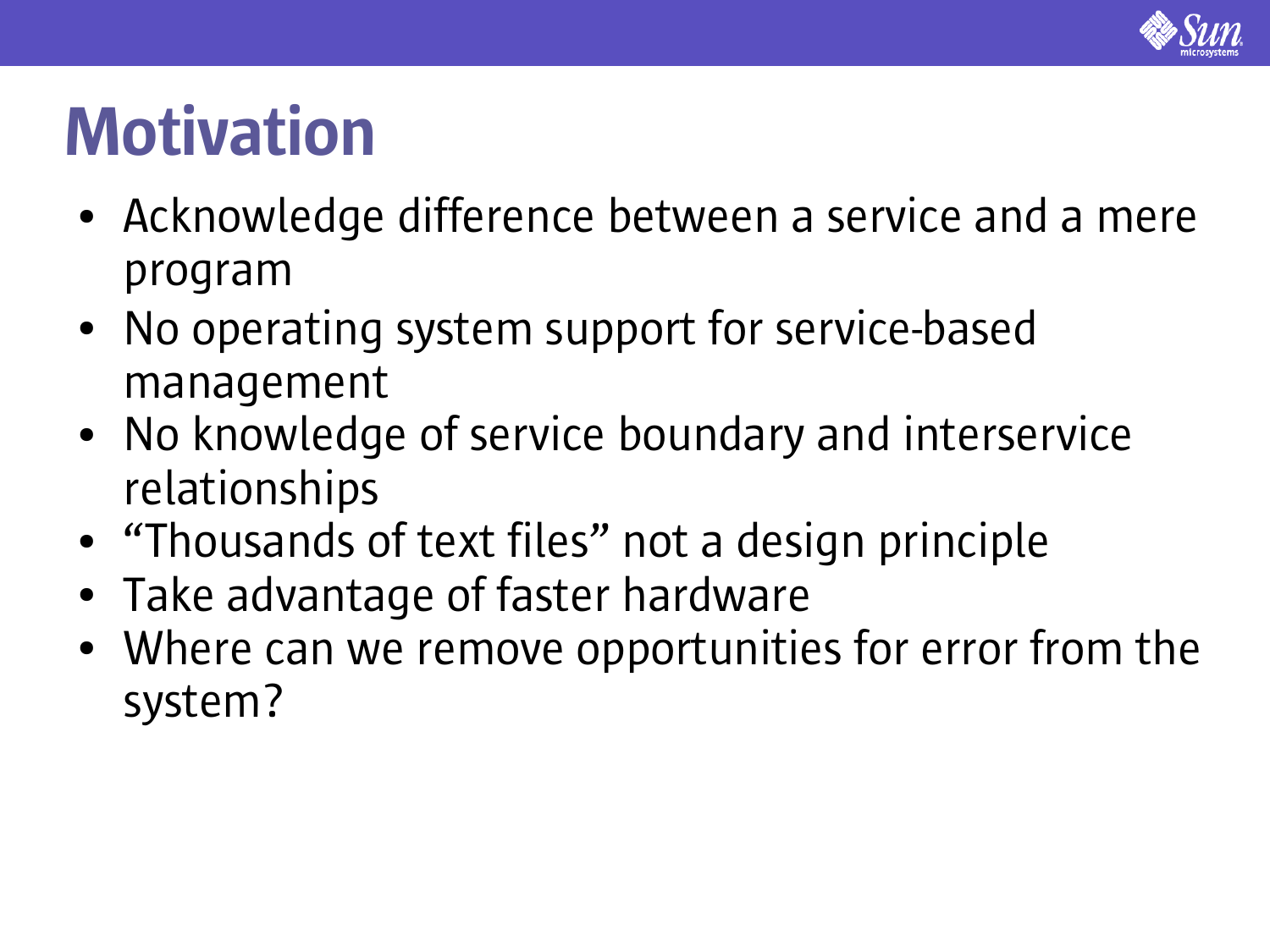# Motivation

- Acknowledge difference between a service and a mere program
- No operating system support for service-based management
- No knowledge of service boundary and interservice relationships
- “Thousands of text files” not a design principle
- Take advantage of faster hardware
- Where can we remove opportunities for error from the system?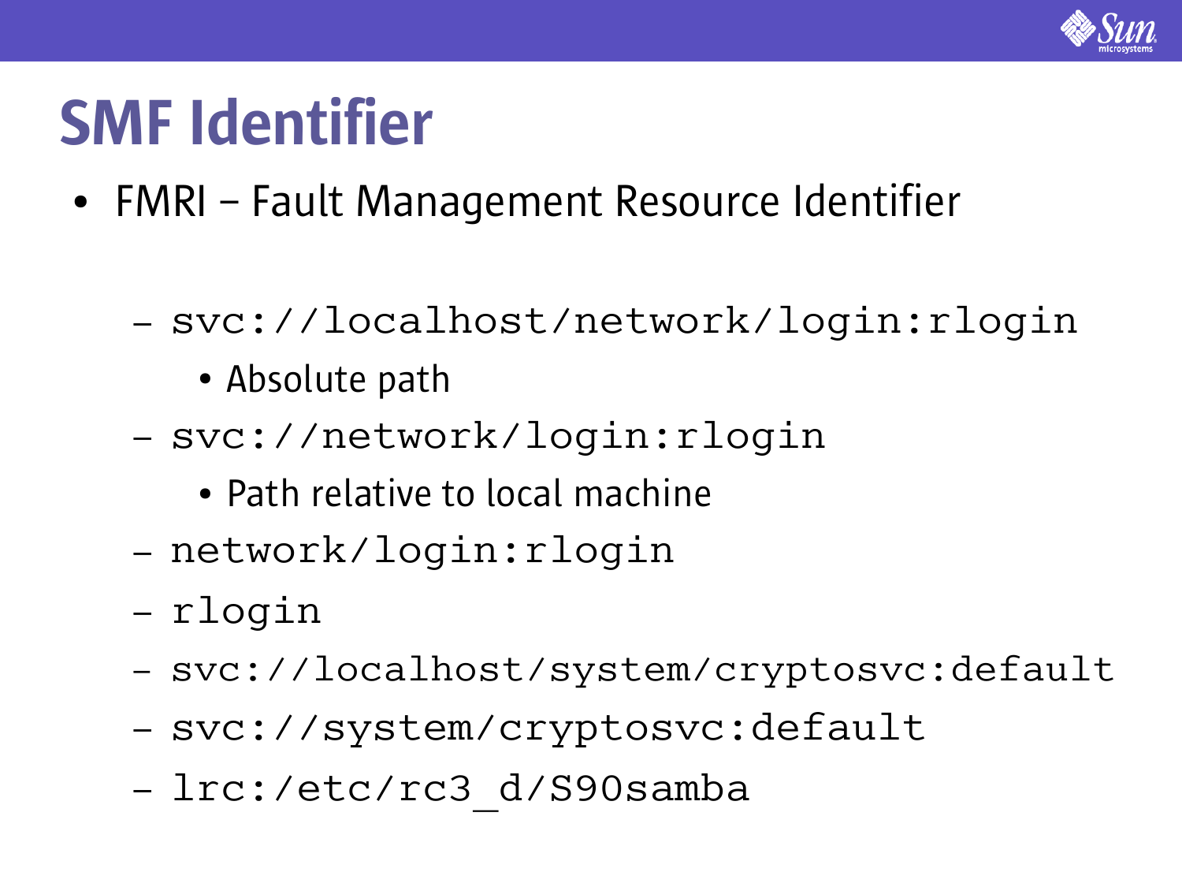# SMF Identifier

- FMRI – Fault Management Resource Identifier
  - `svc://localhost/network/login:rlogin`
    - Absolute path
  - `svc://network/login:rlogin`
    - Path relative to local machine
  - `network/login:rlogin`
  - `rlogin`
  - `svc://localhost/system/cryptosvc:default`
  - `svc://system/cryptosvc:default`
  - `lrc:/etc/rc3_d/S90samba`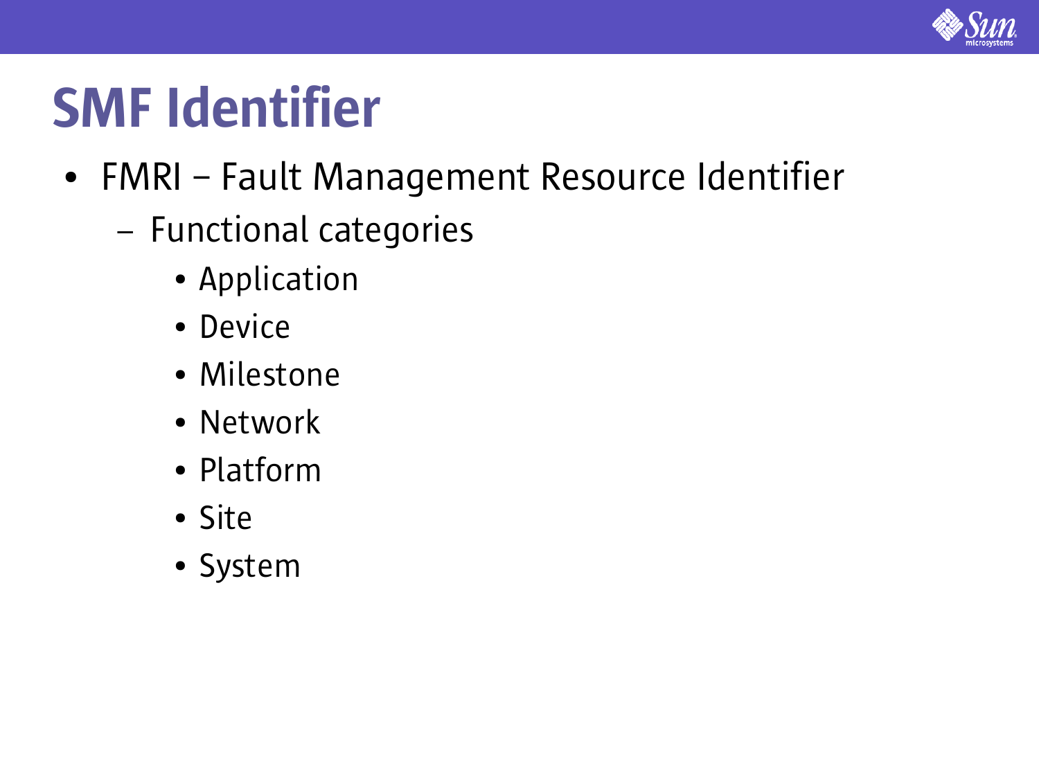# SMF Identifier

- FMRI – Fault Management Resource Identifier
  - Functional categories
    - Application
    - Device
    - Milestone
    - Network
    - Platform
    - Site
    - System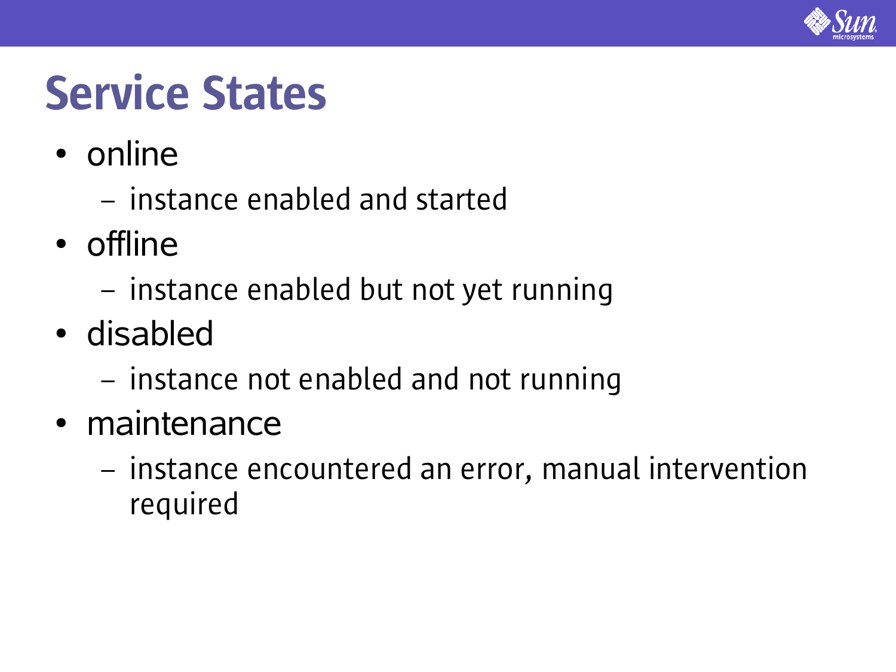# Service States

- online
  - instance enabled and started
- offline
  - instance enabled but not yet running
- disabled
  - instance not enabled and not running
- maintenance
  - instance encountered an error, manual intervention required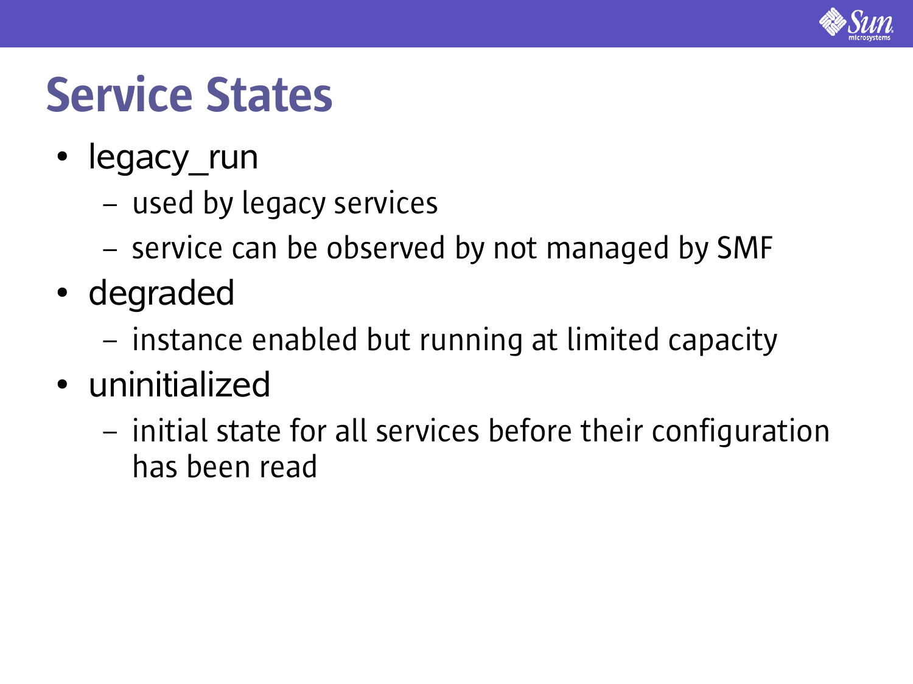# Service States

- legacy_run
  - used by legacy services
  - service can be observed by not managed by SMF
- degraded
  - instance enabled but running at limited capacity
- uninitialized
  - initial state for all services before their configuration has been read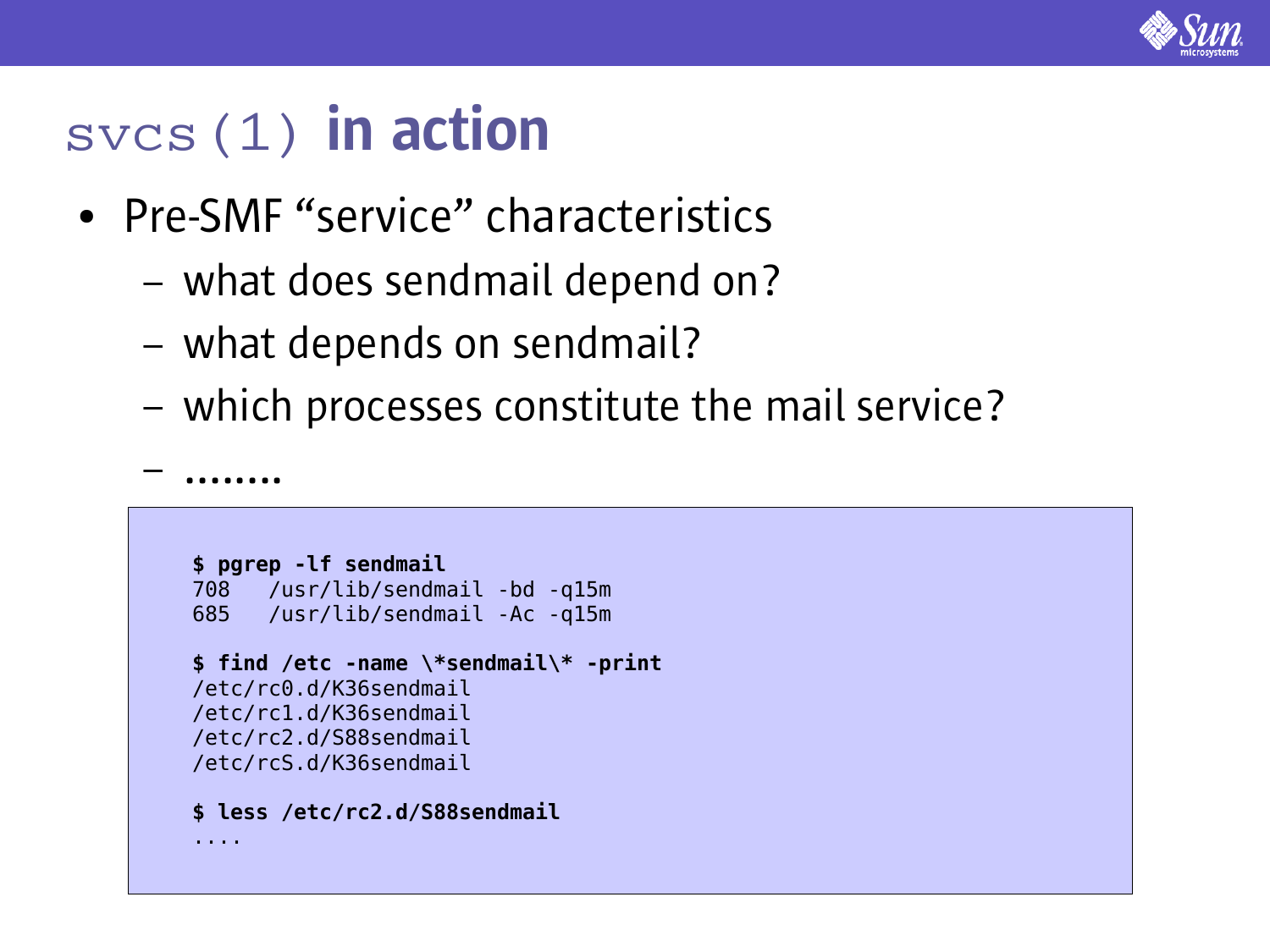# svcs(1) in action

- Pre-SMF “service” characteristics
  - what does sendmail depend on?
  - what depends on sendmail?
  - which processes constitute the mail service?
  - ........

```
$ pgrep -lf sendmail
708   /usr/lib/sendmail -bd -q15m
685   /usr/lib/sendmail -Ac -q15m

$ find /etc -name \*sendmail\* -print
/etc/rc0.d/K36sendmail
/etc/rc1.d/K36sendmail
/etc/rc2.d/S88sendmail
/etc/rcS.d/K36sendmail

$ less /etc/rc2.d/S88sendmail
....
```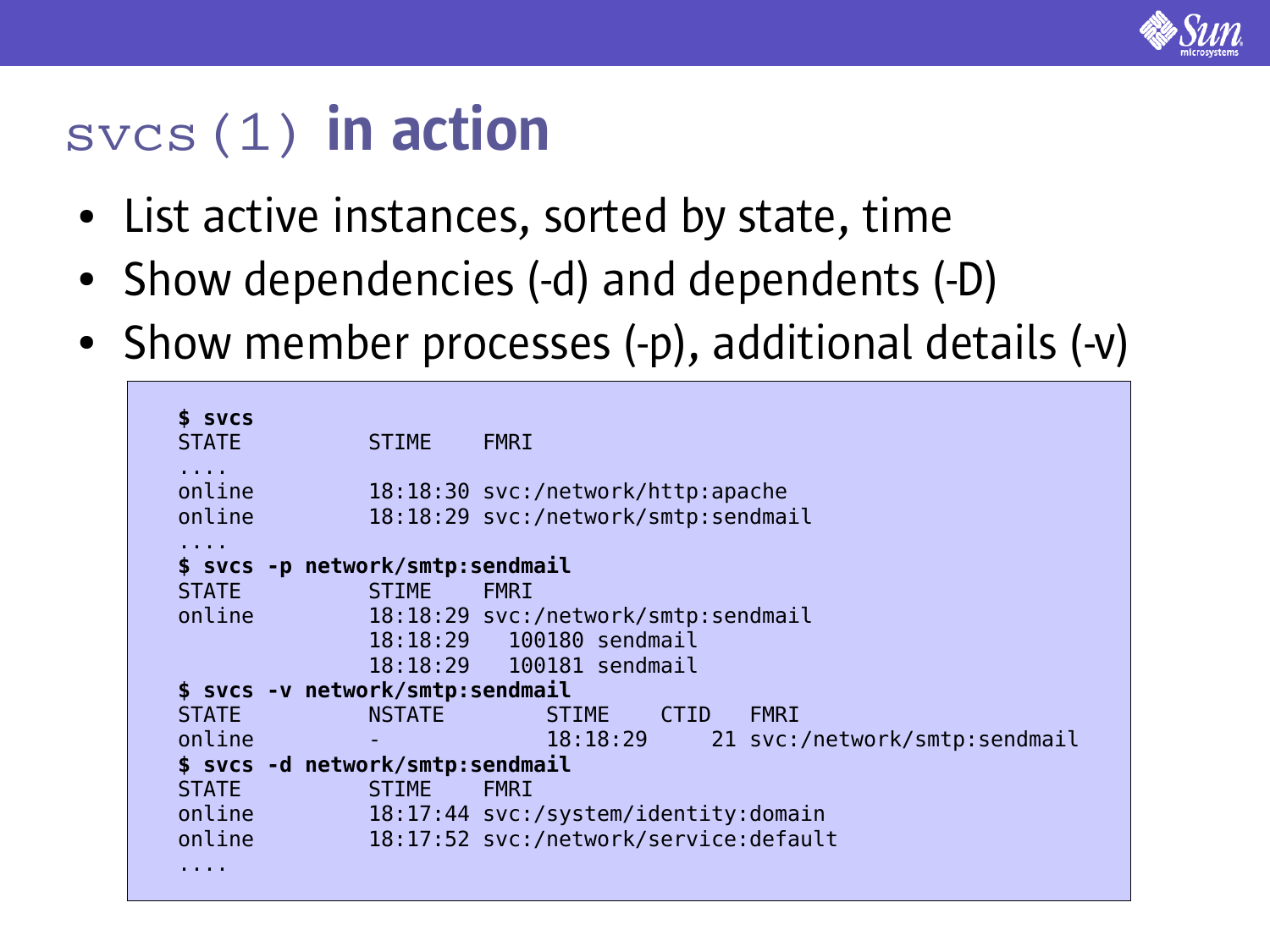# svcs(1) in action

- List active instances, sorted by state, time
- Show dependencies (-d) and dependents (-D)
- Show member processes (-p), additional details (-v)

```
$ svcs
STATE          STIME    FMRI
....
online         18:18:30 svc:/network/http:apache
online         18:18:29 svc:/network/smtp:sendmail
....
$ svcs -p network/smtp:sendmail
STATE          STIME    FMRI
online         18:18:29 svc:/network/smtp:sendmail
               18:18:29   100180 sendmail
               18:18:29   100181 sendmail
$ svcs -v network/smtp:sendmail
STATE          NSTATE        STIME    CTID   FMRI
online         -             18:18:29     21 svc:/network/smtp:sendmail
$ svcs -d network/smtp:sendmail
STATE          STIME    FMRI
online         18:17:44 svc:/system/identity:domain
online         18:17:52 svc:/network/service:default
....
```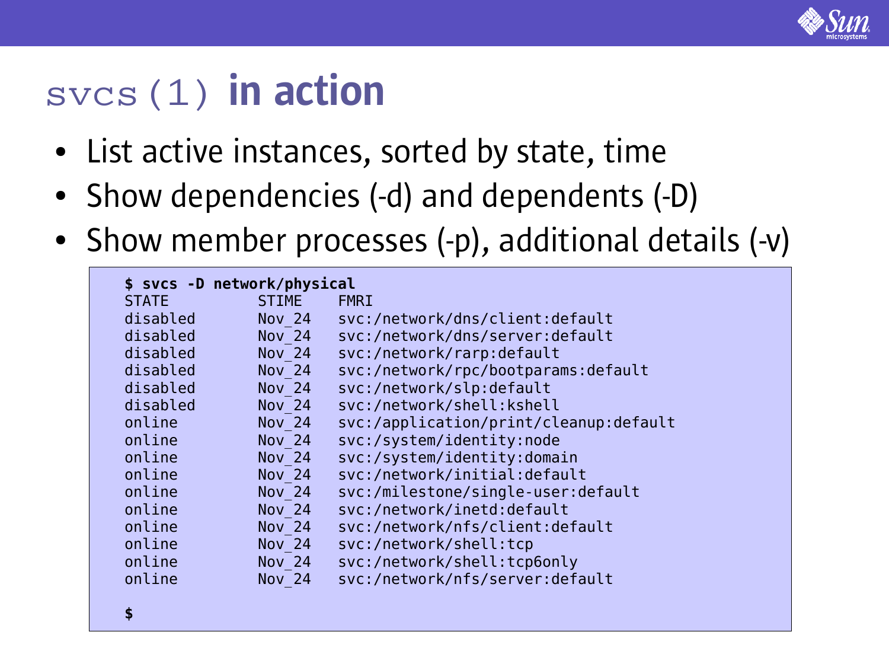# svcs(1) in action

- List active instances, sorted by state, time
- Show dependencies (-d) and dependents (-D)
- Show member processes (-p), additional details (-v)

```
$ svcs -D network/physical
STATE          STIME    FMRI
disabled       Nov_24   svc:/network/dns/client:default
disabled       Nov_24   svc:/network/dns/server:default
disabled       Nov_24   svc:/network/rarp:default
disabled       Nov_24   svc:/network/rpc/bootparams:default
disabled       Nov_24   svc:/network/slp:default
disabled       Nov_24   svc:/network/shell:kshell
online         Nov_24   svc:/application/print/cleanup:default
online         Nov_24   svc:/system/identity:node
online         Nov_24   svc:/system/identity:domain
online         Nov_24   svc:/network/initial:default
online         Nov_24   svc:/milestone/single-user:default
online         Nov_24   svc:/network/inetd:default
online         Nov_24   svc:/network/nfs/client:default
online         Nov_24   svc:/network/shell:tcp
online         Nov_24   svc:/network/shell:tcp6only
online         Nov_24   svc:/network/nfs/server:default

$
```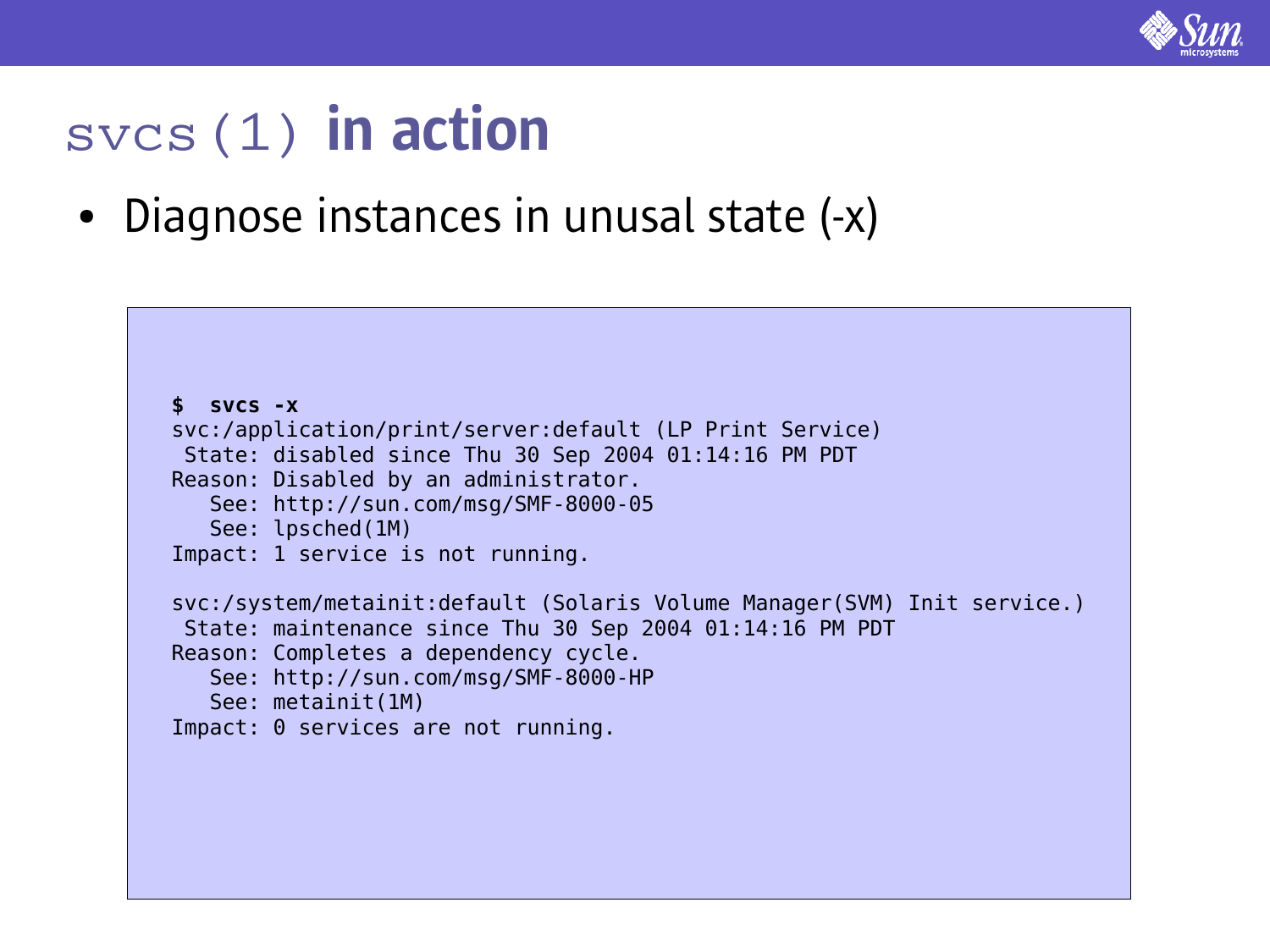# svcs(1) in action

- Diagnose instances in unusal state (-x)

```
$  svcs -x
svc:/application/print/server:default (LP Print Service)
 State: disabled since Thu 30 Sep 2004 01:14:16 PM PDT
Reason: Disabled by an administrator.
   See: http://sun.com/msg/SMF-8000-05
   See: lpsched(1M)
Impact: 1 service is not running.

svc:/system/metainit:default (Solaris Volume Manager(SVM) Init service.)
 State: maintenance since Thu 30 Sep 2004 01:14:16 PM PDT
Reason: Completes a dependency cycle.
   See: http://sun.com/msg/SMF-8000-HP
   See: metainit(1M)
Impact: 0 services are not running.
```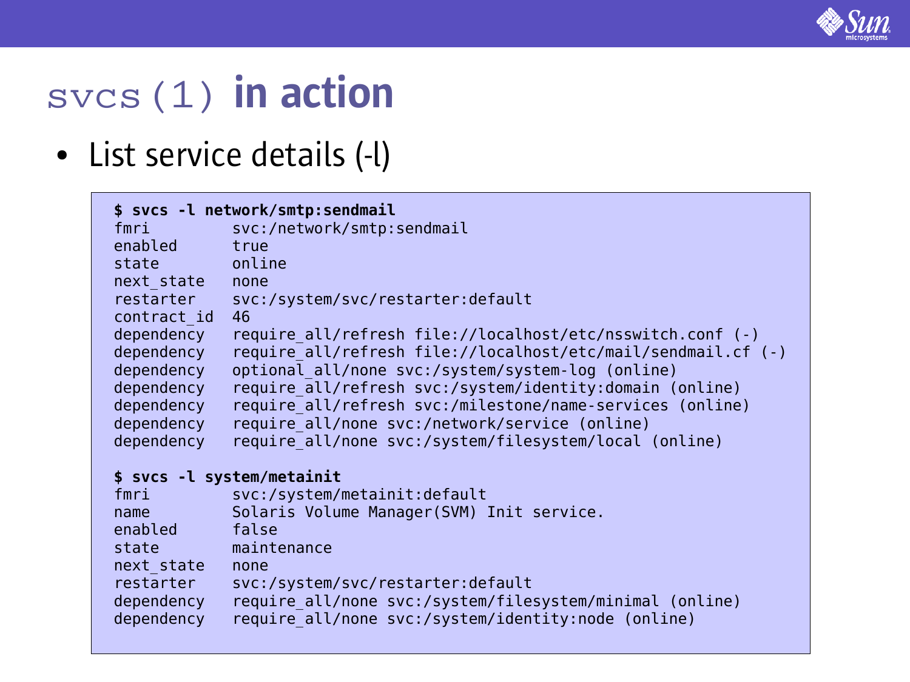# svcs(1) in action

- List service details (-l)

```
$ svcs -l network/smtp:sendmail
fmri         svc:/network/smtp:sendmail
enabled      true
state        online
next_state   none
restarter    svc:/system/svc/restarter:default
contract_id  46
dependency   require_all/refresh file://localhost/etc/nsswitch.conf (-)
dependency   require_all/refresh file://localhost/etc/mail/sendmail.cf (-)
dependency   optional_all/none svc:/system/system-log (online)
dependency   require_all/refresh svc:/system/identity:domain (online)
dependency   require_all/refresh svc:/milestone/name-services (online)
dependency   require_all/none svc:/network/service (online)
dependency   require_all/none svc:/system/filesystem/local (online)

$ svcs -l system/metainit
fmri         svc:/system/metainit:default
name         Solaris Volume Manager(SVM) Init service.
enabled      false
state        maintenance
next_state   none
restarter    svc:/system/svc/restarter:default
dependency   require_all/none svc:/system/filesystem/minimal (online)
dependency   require_all/none svc:/system/identity:node (online)
```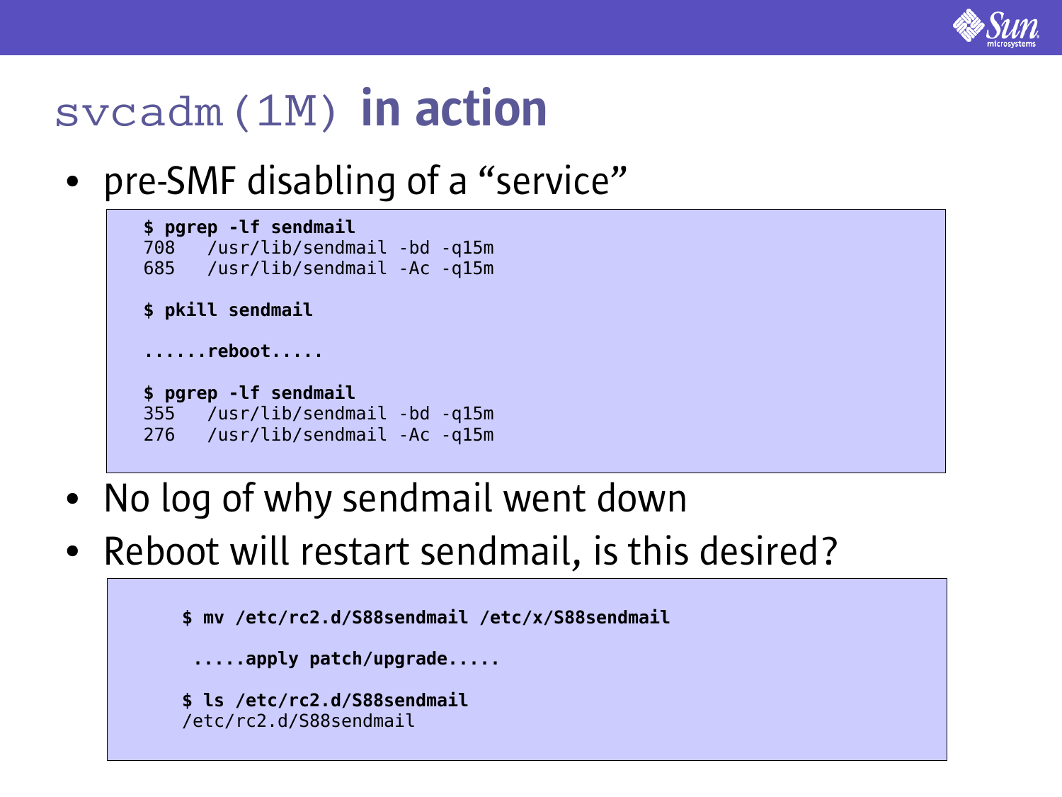# svcadm(1M) in action

- pre-SMF disabling of a "service"

```
$ pgrep -lf sendmail
708   /usr/lib/sendmail -bd -q15m
685   /usr/lib/sendmail -Ac -q15m

$ pkill sendmail

......reboot.....

$ pgrep -lf sendmail
355   /usr/lib/sendmail -bd -q15m
276   /usr/lib/sendmail -Ac -q15m
```

- No log of why sendmail went down
- Reboot will restart sendmail, is this desired?

```
$ mv /etc/rc2.d/S88sendmail /etc/x/S88sendmail

 .....apply patch/upgrade.....

$ ls /etc/rc2.d/S88sendmail
/etc/rc2.d/S88sendmail
```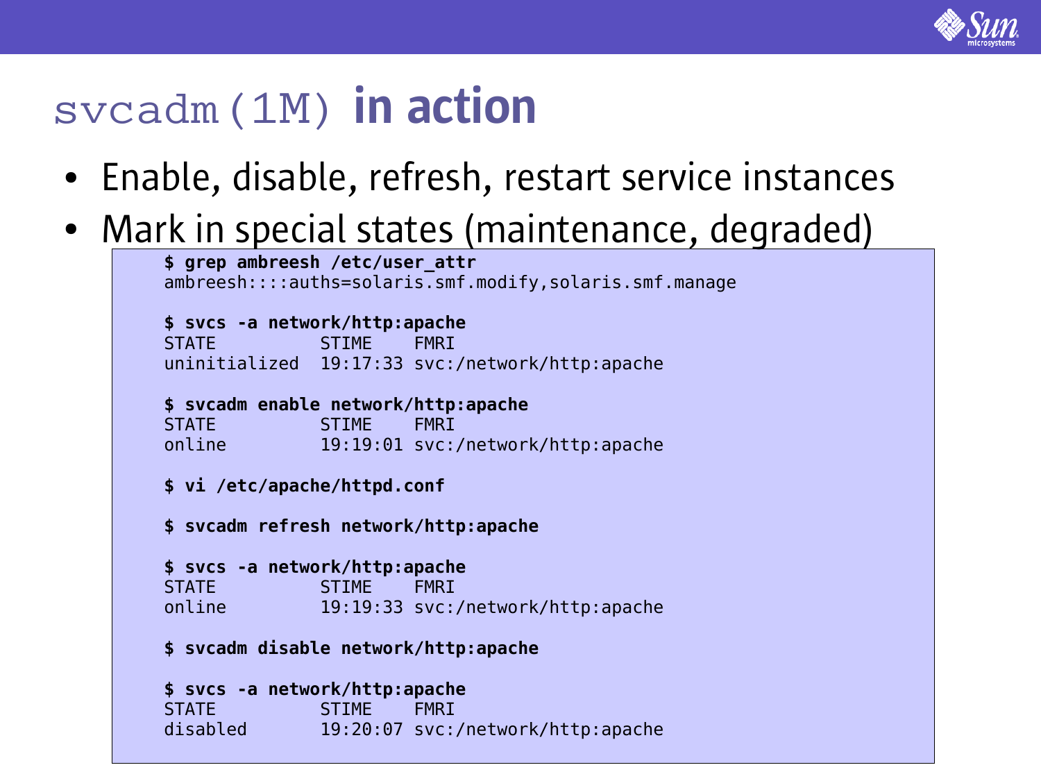# svcadm(1M) in action

- Enable, disable, refresh, restart service instances
- Mark in special states (maintenance, degraded)

```
$ grep ambreesh /etc/user_attr
ambreesh::::auths=solaris.smf.modify,solaris.smf.manage

$ svcs -a network/http:apache
STATE          STIME    FMRI
uninitialized  19:17:33 svc:/network/http:apache

$ svcadm enable network/http:apache
STATE          STIME    FMRI
online         19:19:01 svc:/network/http:apache

$ vi /etc/apache/httpd.conf

$ svcadm refresh network/http:apache

$ svcs -a network/http:apache
STATE          STIME    FMRI
online         19:19:33 svc:/network/http:apache

$ svcadm disable network/http:apache

$ svcs -a network/http:apache
STATE          STIME    FMRI
disabled       19:20:07 svc:/network/http:apache
```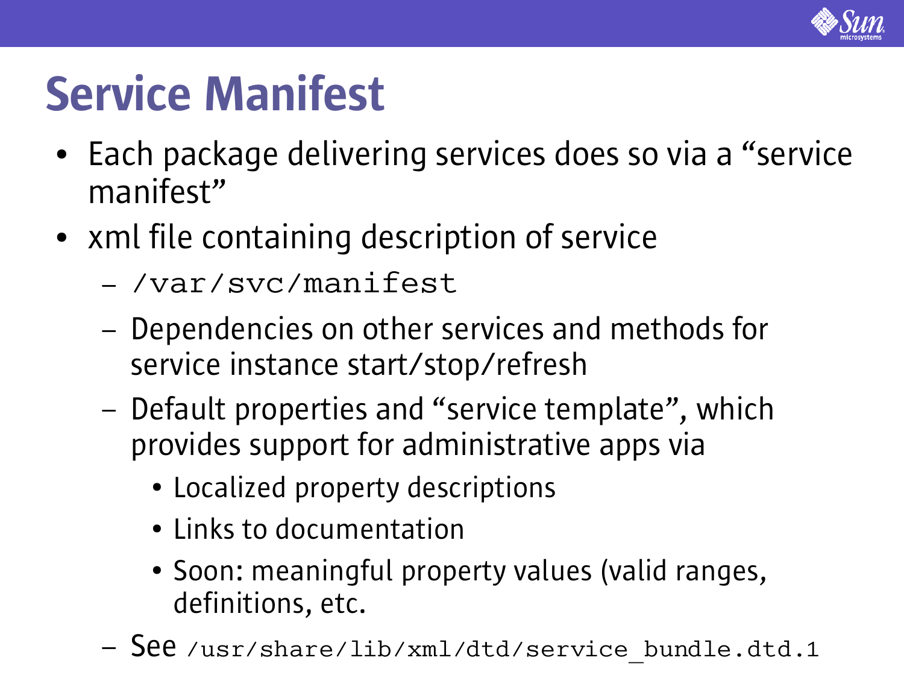# Service Manifest

- Each package delivering services does so via a “service manifest”
- xml file containing description of service
  - `/var/svc/manifest`
  - Dependencies on other services and methods for service instance start/stop/refresh
  - Default properties and “service template”, which provides support for administrative apps via
    - Localized property descriptions
    - Links to documentation
    - Soon: meaningful property values (valid ranges, definitions, etc.
  - See `/usr/share/lib/xml/dtd/service_bundle.dtd.1`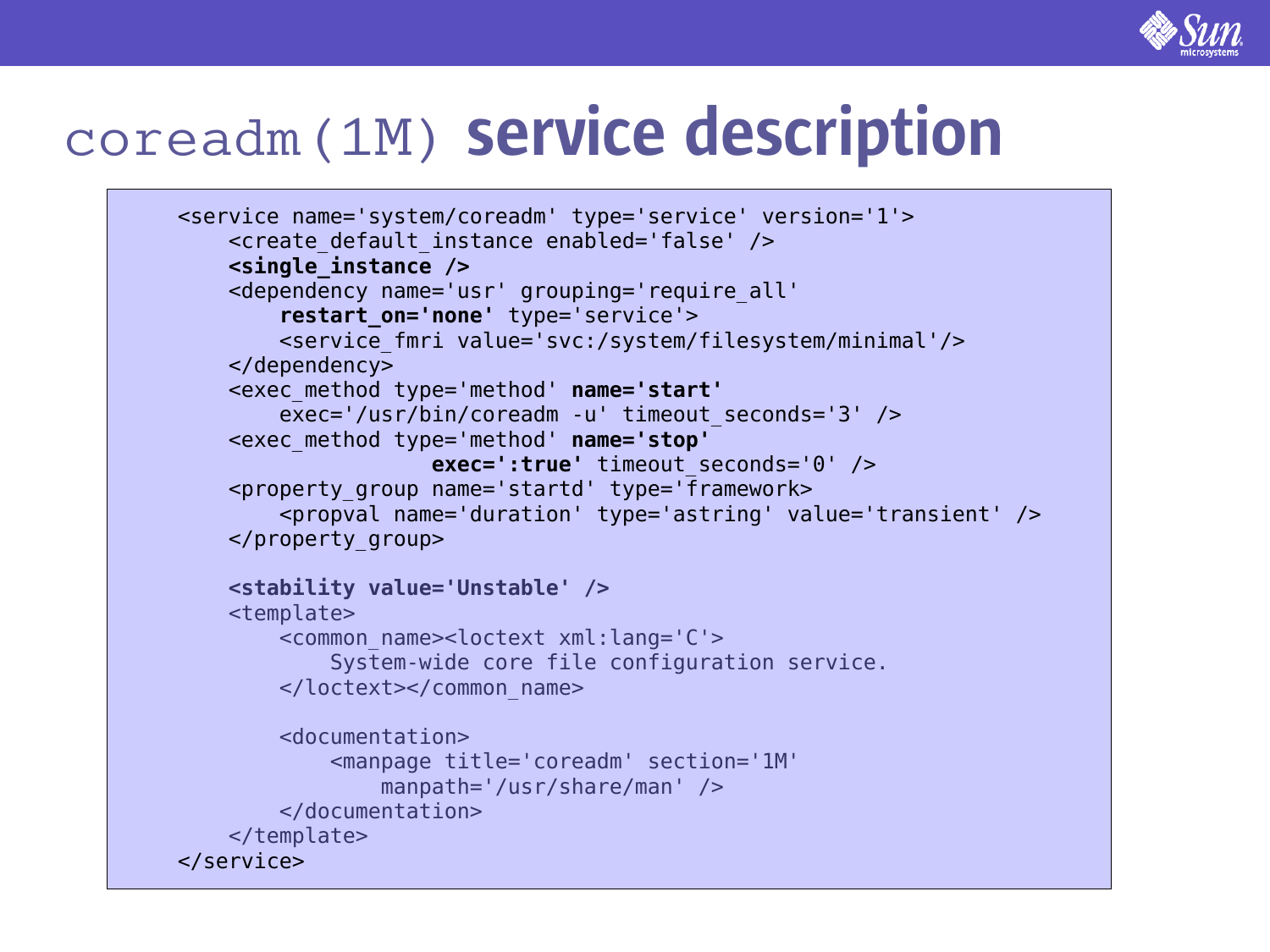# coreadm(1M) service description

```
<service name='system/coreadm' type='service' version='1'>
    <create_default_instance enabled='false' />
    <single_instance />
    <dependency name='usr' grouping='require_all'
        restart_on='none' type='service'>
        <service_fmri value='svc:/system/filesystem/minimal'/>
    </dependency>
    <exec_method type='method' name='start'
        exec='/usr/bin/coreadm -u' timeout_seconds='3' />
    <exec_method type='method' name='stop'
                    exec=':true' timeout_seconds='0' />
    <property_group name='startd' type='framework'>
        <propval name='duration' type='astring' value='transient' />
    </property_group>

    <stability value='Unstable' />
    <template>
        <common_name><loctext xml:lang='C'>
            System-wide core file configuration service.
        </loctext></common_name>

        <documentation>
            <manpage title='coreadm' section='1M'
                manpath='/usr/share/man' />
        </documentation>
    </template>
</service>
```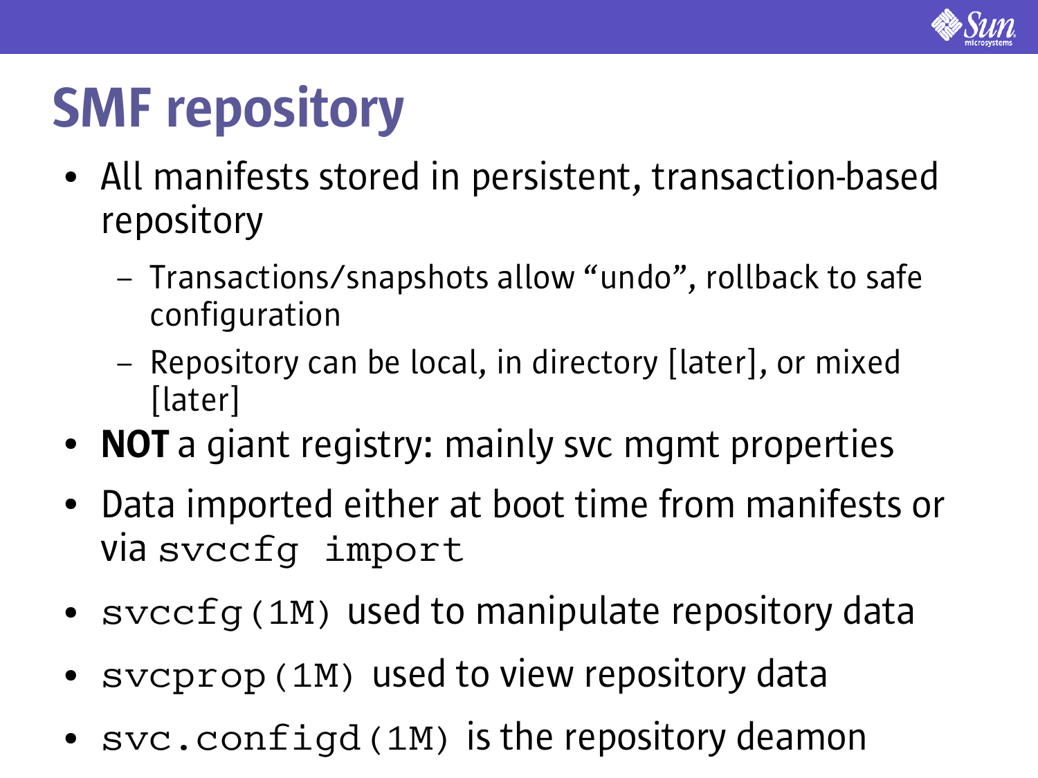# SMF repository

- All manifests stored in persistent, transaction-based repository
  - Transactions/snapshots allow "undo", rollback to safe configuration
  - Repository can be local, in directory [later], or mixed [later]
- **NOT** a giant registry: mainly svc mgmt properties
- Data imported either at boot time from manifests or via `svccfg import`
- `svccfg(1M)` used to manipulate repository data
- `svcprop(1M)` used to view repository data
- `svc.configd(1M)` is the repository deamon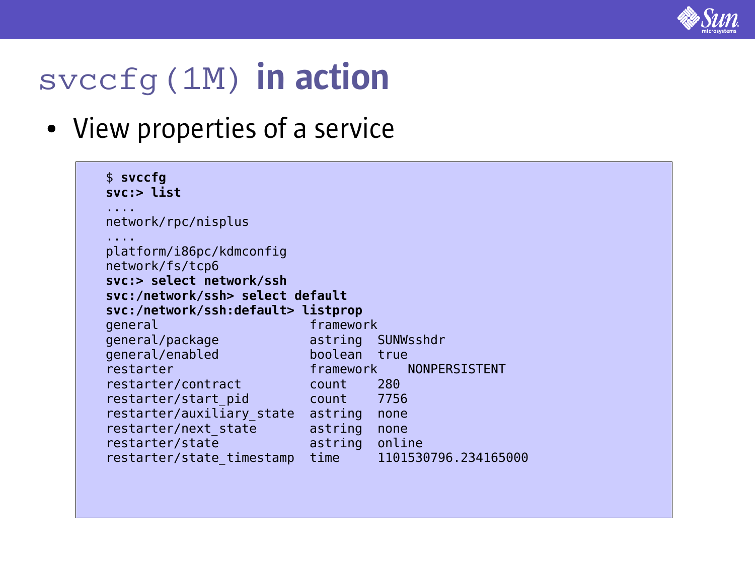# svccfg(1M) in action

- View properties of a service

```
$ svccfg
svc:> list
....
network/rpc/nisplus
....
platform/i86pc/kdmconfig
network/fs/tcp6
svc:> select network/ssh
svc:/network/ssh> select default
svc:/network/ssh:default> listprop
general                    framework
general/package            astring  SUNWsshdr
general/enabled            boolean  true
restarter                  framework    NONPERSISTENT
restarter/contract         count    280
restarter/start_pid        count    7756
restarter/auxiliary_state  astring  none
restarter/next_state       astring  none
restarter/state            astring  online
restarter/state_timestamp  time     1101530796.234165000
```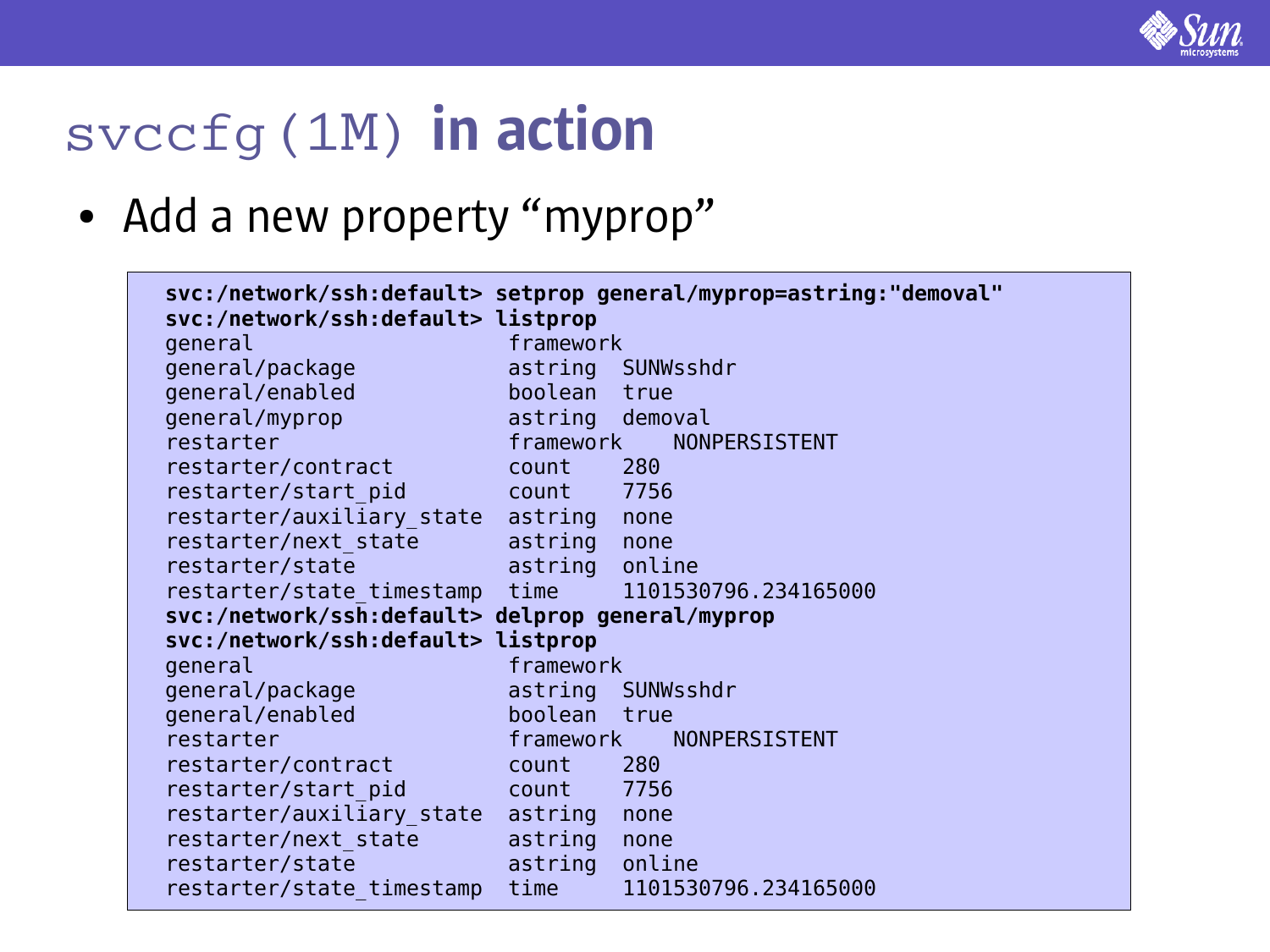# svccfg(1M) in action

- Add a new property “myprop”

```
svc:/network/ssh:default> setprop general/myprop=astring:"demoval"
svc:/network/ssh:default> listprop
general                      framework
general/package              astring  SUNWsshdr
general/enabled              boolean  true
general/myprop               astring  demoval
restarter                    framework    NONPERSISTENT
restarter/contract           count    280
restarter/start_pid          count    7756
restarter/auxiliary_state    astring  none
restarter/next_state         astring  none
restarter/state              astring  online
restarter/state_timestamp    time     1101530796.234165000
svc:/network/ssh:default> delprop general/myprop
svc:/network/ssh:default> listprop
general                      framework
general/package              astring  SUNWsshdr
general/enabled              boolean  true
restarter                    framework    NONPERSISTENT
restarter/contract           count    280
restarter/start_pid          count    7756
restarter/auxiliary_state    astring  none
restarter/next_state         astring  none
restarter/state              astring  online
restarter/state_timestamp    time     1101530796.234165000
```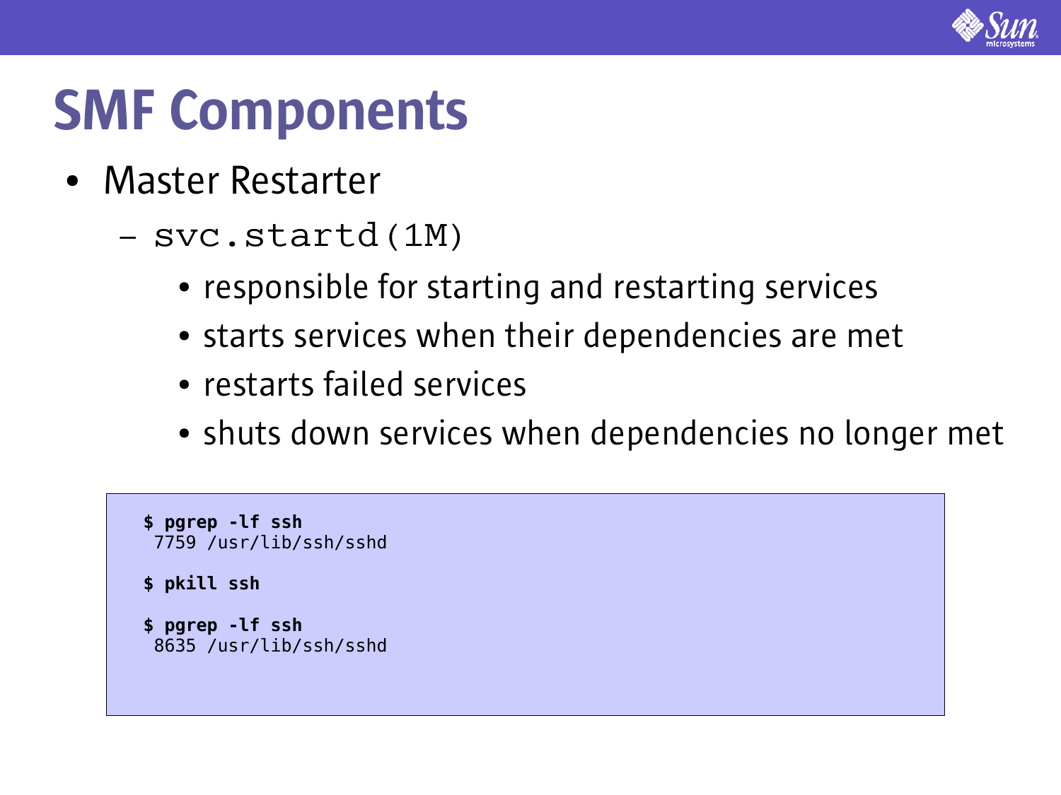# SMF Components

- Master Restarter
  - `svc.startd(1M)`
    - responsible for starting and restarting services
    - starts services when their dependencies are met
    - restarts failed services
    - shuts down services when dependencies no longer met

```
$ pgrep -lf ssh
 7759 /usr/lib/ssh/sshd

$ pkill ssh

$ pgrep -lf ssh
 8635 /usr/lib/ssh/sshd
```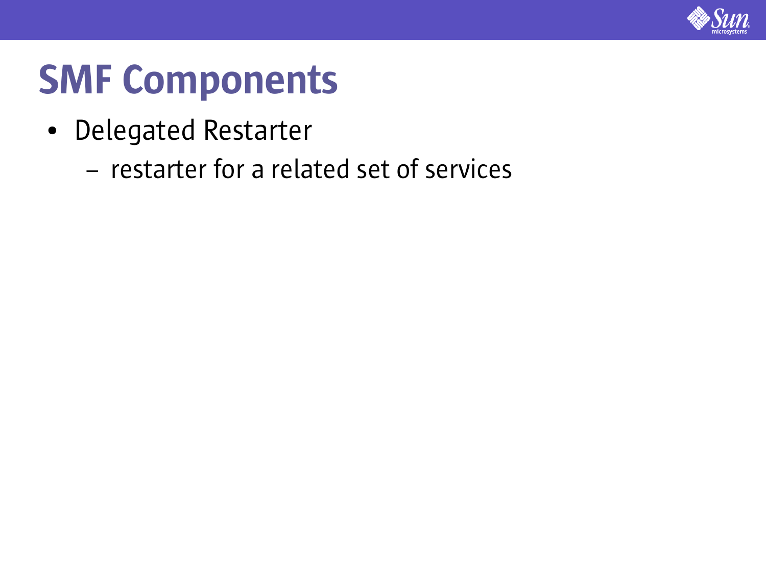# SMF Components

- Delegated Restarter
  - restarter for a related set of services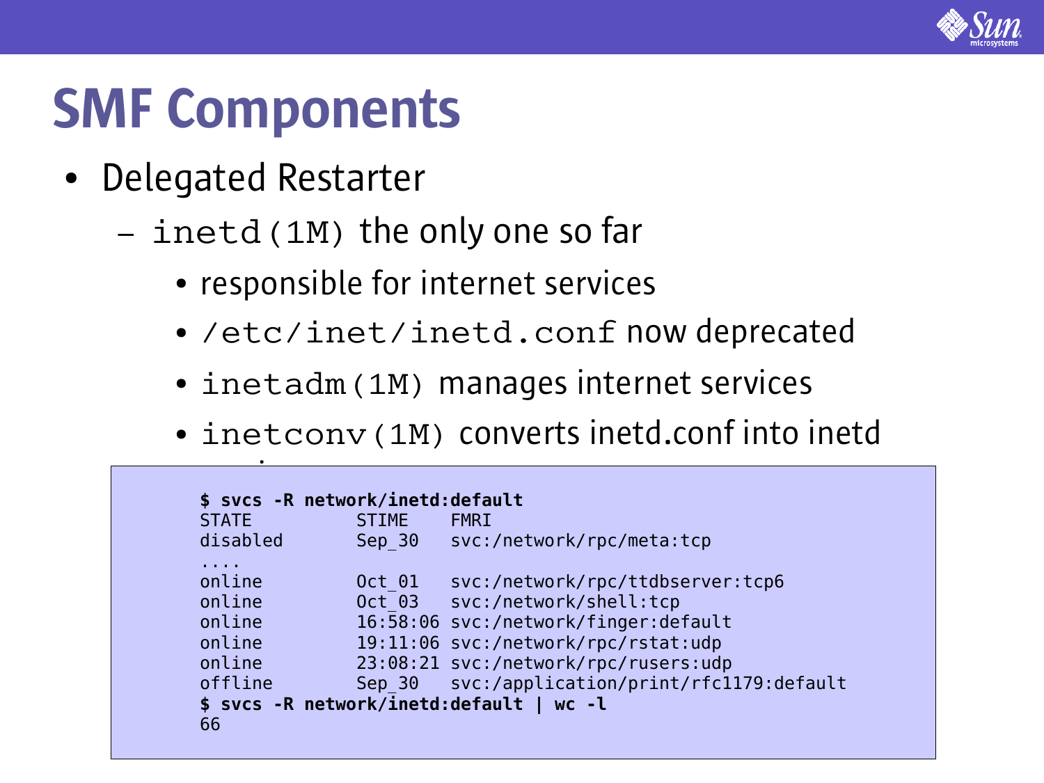# SMF Components

- Delegated Restarter
  - `inetd(1M)` the only one so far
    - responsible for internet services
    - `/etc/inet/inetd.conf` now deprecated
    - `inetadm(1M)` manages internet services
    - `inetconv(1M)` converts inetd.conf into inetd

```
$ svcs -R network/inetd:default
STATE          STIME    FMRI
disabled       Sep_30   svc:/network/rpc/meta:tcp
....
online         Oct_01   svc:/network/rpc/ttdbserver:tcp6
online         Oct_03   svc:/network/shell:tcp
online         16:58:06 svc:/network/finger:default
online         19:11:06 svc:/network/rpc/rstat:udp
online         23:08:21 svc:/network/rpc/rusers:udp
offline        Sep_30   svc:/application/print/rfc1179:default
$ svcs -R network/inetd:default | wc -l
66
```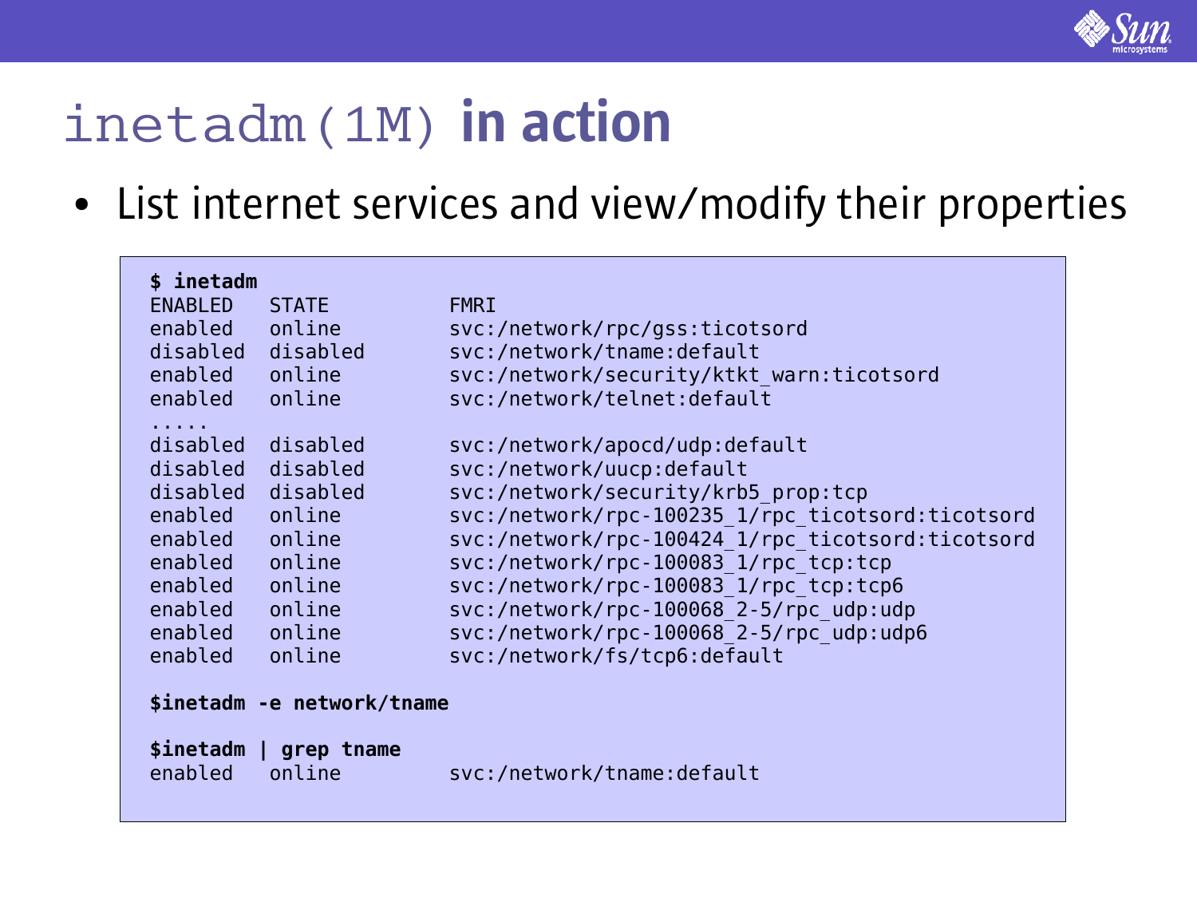# `inetadm(1M)` in action

- List internet services and view/modify their properties

```
$ inetadm
ENABLED   STATE          FMRI
enabled   online         svc:/network/rpc/gss:ticotsord
disabled  disabled       svc:/network/tname:default
enabled   online         svc:/network/security/ktkt_warn:ticotsord
enabled   online         svc:/network/telnet:default
.....
disabled  disabled       svc:/network/apocd/udp:default
disabled  disabled       svc:/network/uucp:default
disabled  disabled       svc:/network/security/krb5_prop:tcp
enabled   online         svc:/network/rpc-100235_1/rpc_ticotsord:ticotsord
enabled   online         svc:/network/rpc-100424_1/rpc_ticotsord:ticotsord
enabled   online         svc:/network/rpc-100083_1/rpc_tcp:tcp
enabled   online         svc:/network/rpc-100083_1/rpc_tcp:tcp6
enabled   online         svc:/network/rpc-100068_2-5/rpc_udp:udp
enabled   online         svc:/network/rpc-100068_2-5/rpc_udp:udp6
enabled   online         svc:/network/fs/tcp6:default

$inetadm -e network/tname

$inetadm | grep tname
enabled   online         svc:/network/tname:default
```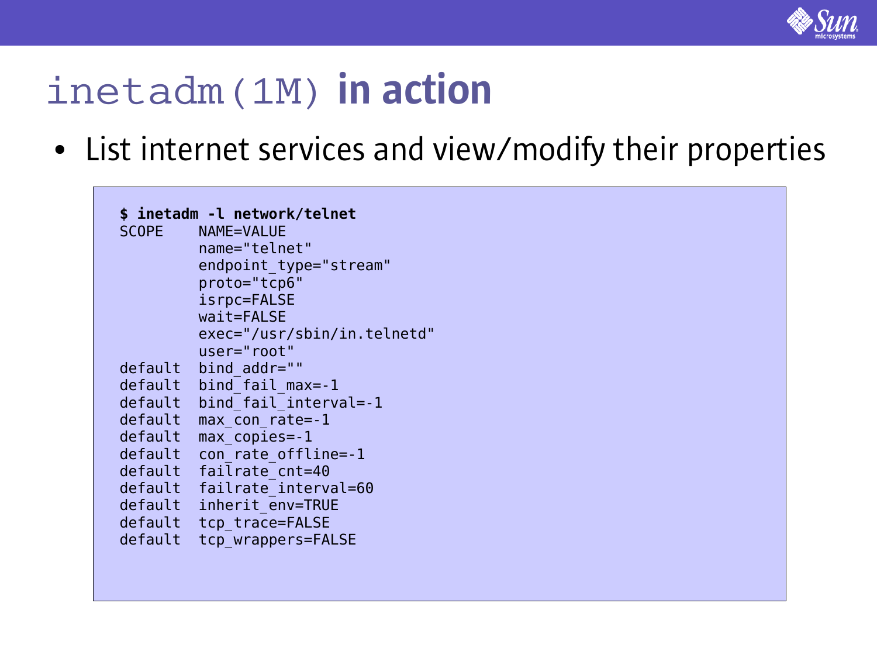# inetadm(1M) **in action**

- List internet services and view/modify their properties

```
$ inetadm -l network/telnet
SCOPE    NAME=VALUE
         name="telnet"
         endpoint_type="stream"
         proto="tcp6"
         isrpc=FALSE
         wait=FALSE
         exec="/usr/sbin/in.telnetd"
         user="root"
default  bind_addr=""
default  bind_fail_max=-1
default  bind_fail_interval=-1
default  max_con_rate=-1
default  max_copies=-1
default  con_rate_offline=-1
default  failrate_cnt=40
default  failrate_interval=60
default  inherit_env=TRUE
default  tcp_trace=FALSE
default  tcp_wrappers=FALSE
```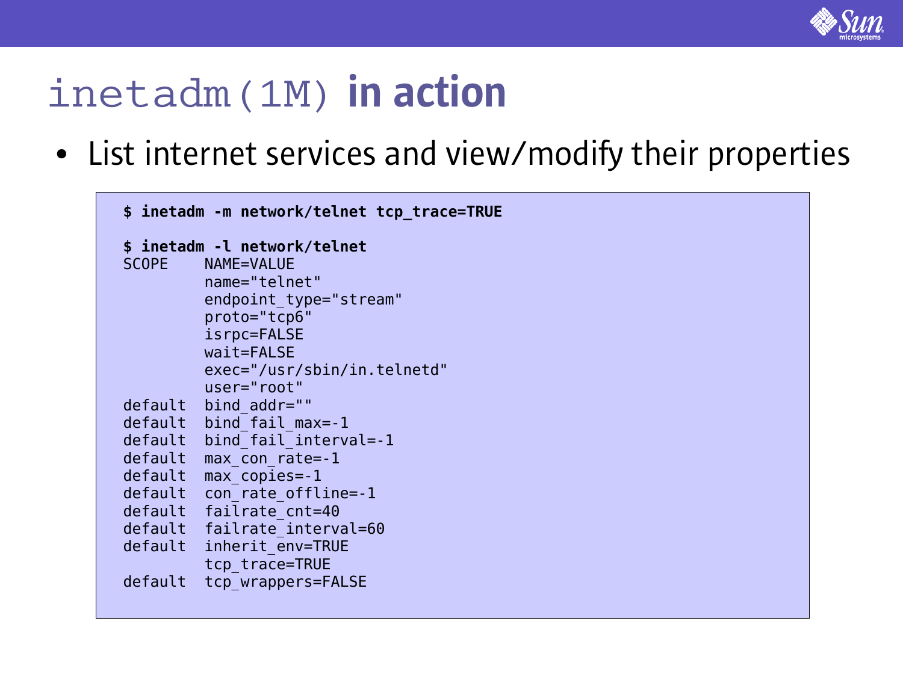# inetadm(1M) **in action**

- List internet services and view/modify their properties

```
$ inetadm -m network/telnet tcp_trace=TRUE

$ inetadm -l network/telnet
SCOPE    NAME=VALUE
         name="telnet"
         endpoint_type="stream"
         proto="tcp6"
         isrpc=FALSE
         wait=FALSE
         exec="/usr/sbin/in.telnetd"
         user="root"
default  bind_addr=""
default  bind_fail_max=-1
default  bind_fail_interval=-1
default  max_con_rate=-1
default  max_copies=-1
default  con_rate_offline=-1
default  failrate_cnt=40
default  failrate_interval=60
default  inherit_env=TRUE
         tcp_trace=TRUE
default  tcp_wrappers=FALSE
```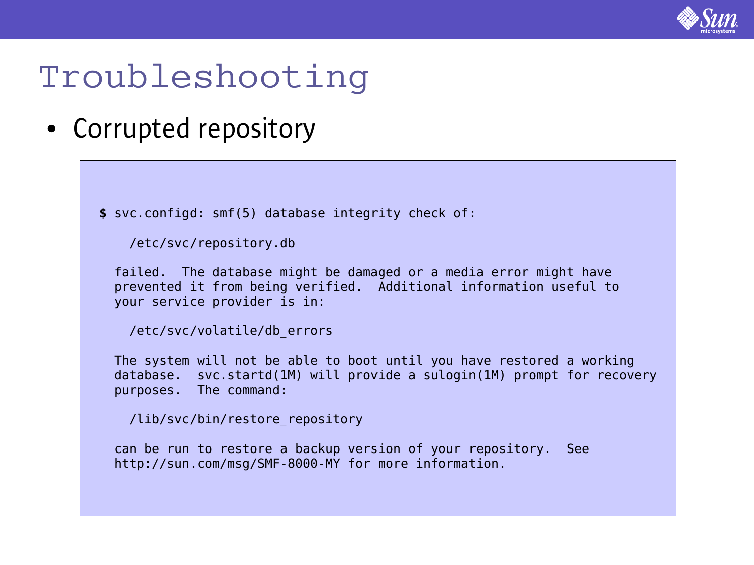# Troubleshooting

- Corrupted repository

```
$ svc.configd: smf(5) database integrity check of:

    /etc/svc/repository.db

  failed.  The database might be damaged or a media error might have
  prevented it from being verified.  Additional information useful to
  your service provider is in:

    /etc/svc/volatile/db_errors

  The system will not be able to boot until you have restored a working
  database.  svc.startd(1M) will provide a sulogin(1M) prompt for recovery
  purposes.  The command:

    /lib/svc/bin/restore_repository

  can be run to restore a backup version of your repository.  See
  http://sun.com/msg/SMF-8000-MY for more information.
```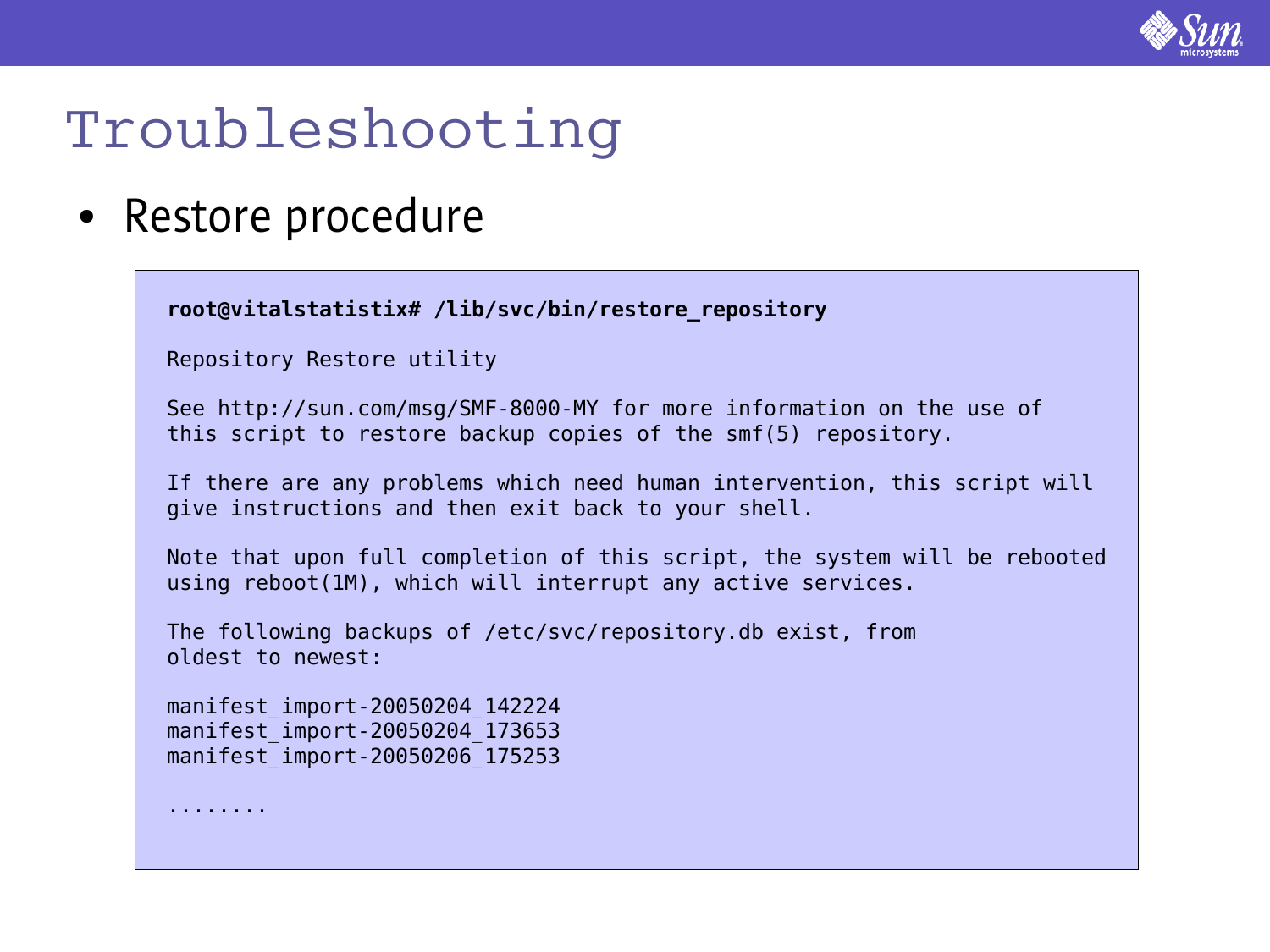# Troubleshooting

- Restore procedure

```
root@vitalstatistix# /lib/svc/bin/restore_repository

Repository Restore utility

See http://sun.com/msg/SMF-8000-MY for more information on the use of
this script to restore backup copies of the smf(5) repository.

If there are any problems which need human intervention, this script will
give instructions and then exit back to your shell.

Note that upon full completion of this script, the system will be rebooted
using reboot(1M), which will interrupt any active services.

The following backups of /etc/svc/repository.db exist, from
oldest to newest:

manifest_import-20050204_142224
manifest_import-20050204_173653
manifest_import-20050206_175253

........
```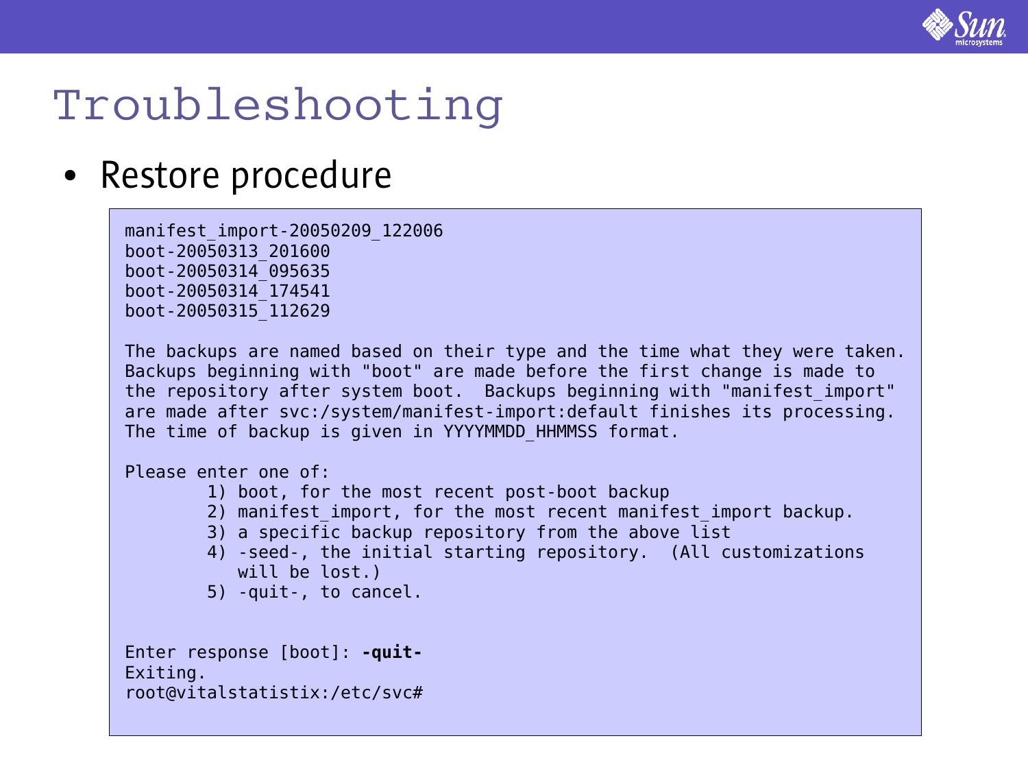# Troubleshooting

- Restore procedure

```
manifest_import-20050209_122006
boot-20050313_201600
boot-20050314_095635
boot-20050314_174541
boot-20050315_112629

The backups are named based on their type and the time what they were taken.
Backups beginning with "boot" are made before the first change is made to
the repository after system boot.  Backups beginning with "manifest_import"
are made after svc:/system/manifest-import:default finishes its processing.
The time of backup is given in YYYYMMDD_HHMMSS format.

Please enter one of:
        1) boot, for the most recent post-boot backup
        2) manifest_import, for the most recent manifest_import backup.
        3) a specific backup repository from the above list
        4) -seed-, the initial starting repository.  (All customizations
           will be lost.)
        5) -quit-, to cancel.


Enter response [boot]: -quit-
Exiting.
root@vitalstatistix:/etc/svc#
```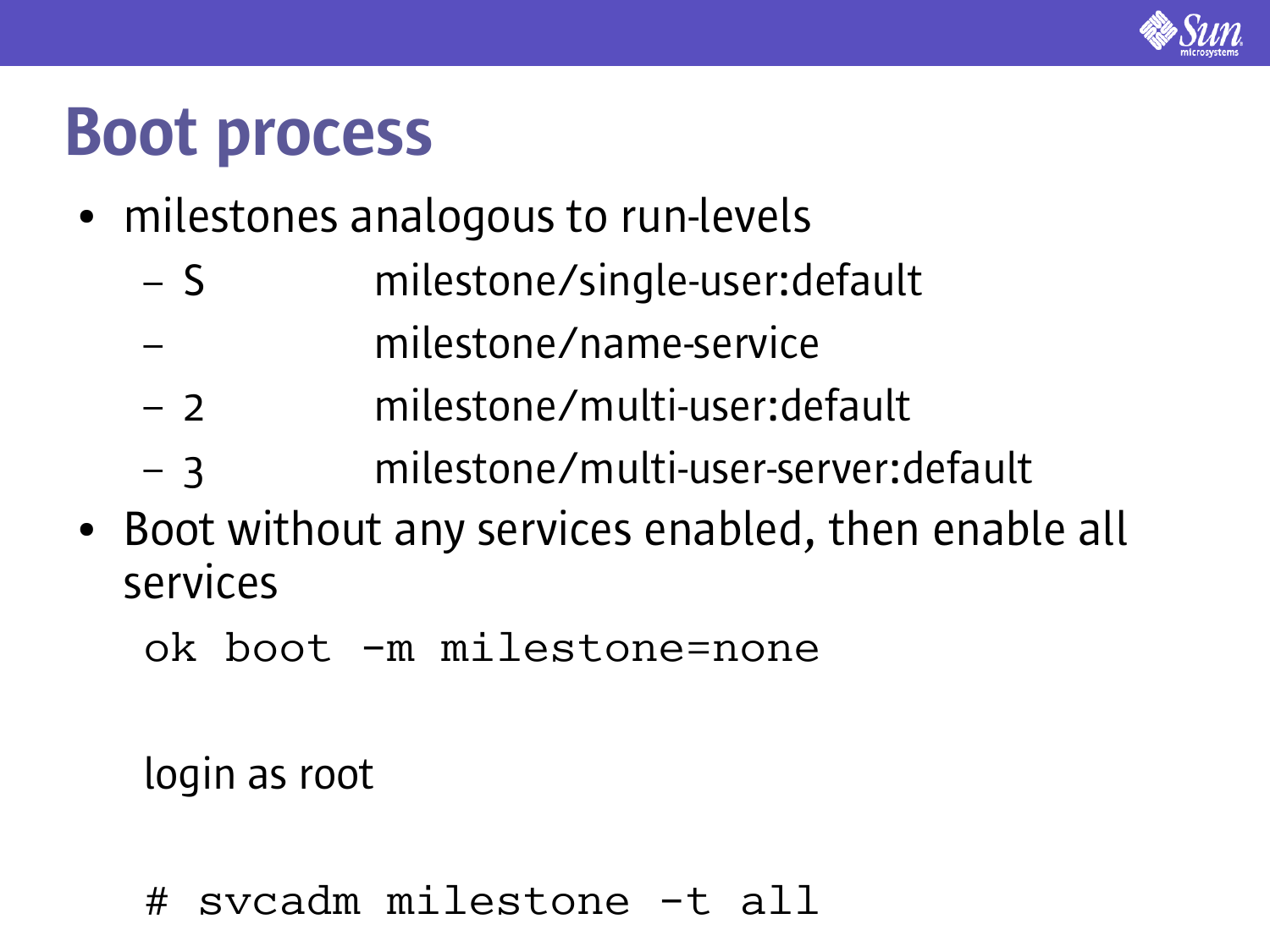# Boot process

- milestones analogous to run-levels
  - S milestone/single-user:default
  - milestone/name-service
  - 2 milestone/multi-user:default
  - 3 milestone/multi-user-server:default
- Boot without any services enabled, then enable all services

```
ok boot -m milestone=none
```

login as root

```
# svcadm milestone -t all
```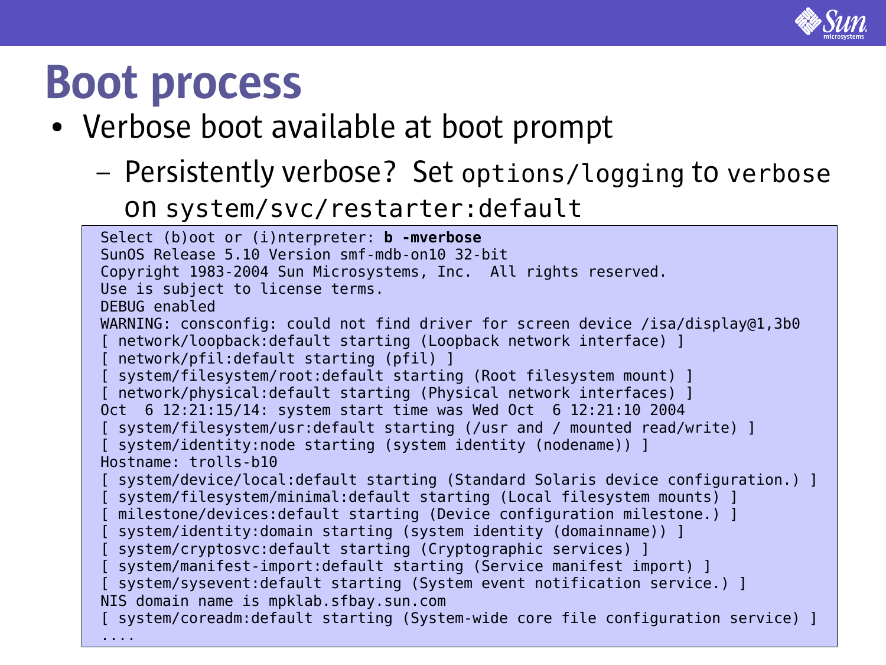# Boot process

- Verbose boot available at boot prompt
  - Persistently verbose? Set `options/logging` to `verbose` on `system/svc/restarter:default`

```
Select (b)oot or (i)nterpreter: b -mverbose
SunOS Release 5.10 Version smf-mdb-on10 32-bit
Copyright 1983-2004 Sun Microsystems, Inc.  All rights reserved.
Use is subject to license terms.
DEBUG enabled
WARNING: consconfig: could not find driver for screen device /isa/display@1,3b0
[ network/loopback:default starting (Loopback network interface) ]
[ network/pfil:default starting (pfil) ]
[ system/filesystem/root:default starting (Root filesystem mount) ]
[ network/physical:default starting (Physical network interfaces) ]
Oct  6 12:21:15/14: system start time was Wed Oct  6 12:21:10 2004
[ system/filesystem/usr:default starting (/usr and / mounted read/write) ]
[ system/identity:node starting (system identity (nodename)) ]
Hostname: trolls-b10
[ system/device/local:default starting (Standard Solaris device configuration.) ]
[ system/filesystem/minimal:default starting (Local filesystem mounts) ]
[ milestone/devices:default starting (Device configuration milestone.) ]
[ system/identity:domain starting (system identity (domainname)) ]
[ system/cryptosvc:default starting (Cryptographic services) ]
[ system/manifest-import:default starting (Service manifest import) ]
[ system/sysevent:default starting (System event notification service.) ]
NIS domain name is mpklab.sfbay.sun.com
[ system/coreadm:default starting (System-wide core file configuration service) ]
....
```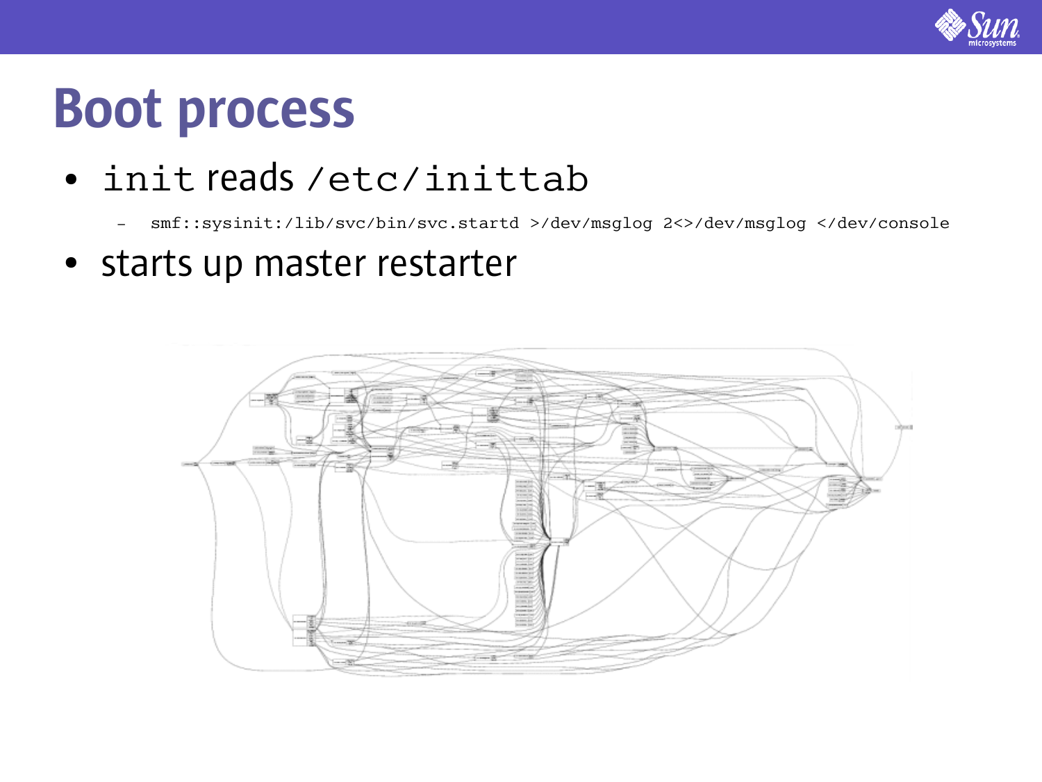# Boot process

- `init` reads `/etc/inittab`
  - `smf::sysinit:/lib/svc/bin/svc.startd >/dev/msglog 2<>/dev/msglog </dev/console`
- starts up master restarter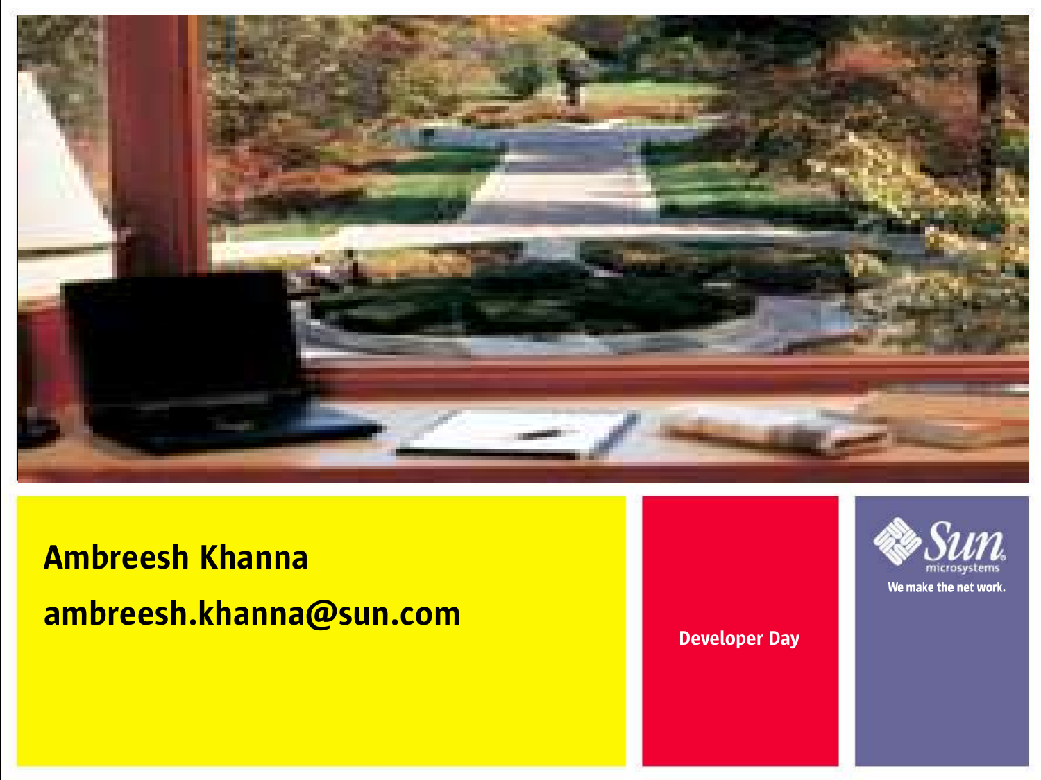**Ambreesh Khanna**

**ambreesh.khanna@sun.com**

Developer Day

Sun microsystems

We make the net work.